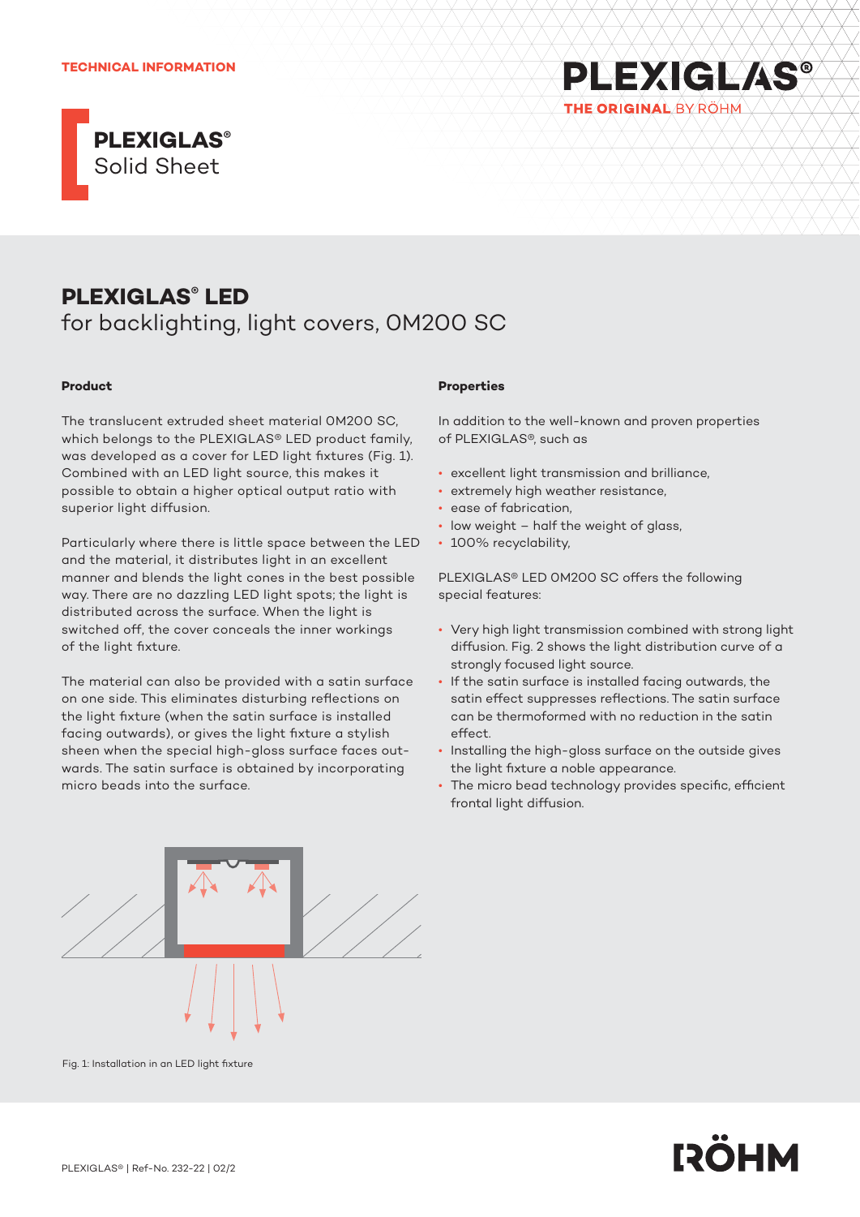**TECHNICAL INFORMATION**

# PLEXIGLAS® Solid Sheet

## PLEXIGLAS® LED
for backlighting, light covers, 0M200 SC

### Product

The translucent extruded sheet material 0M200 SC, which belongs to the PLEXIGLAS® LED product family, was developed as a cover for LED light fixtures (Fig. 1). Combined with an LED light source, this makes it possible to obtain a higher optical output ratio with superior light diffusion.

Particularly where there is little space between the LED and the material, it distributes light in an excellent manner and blends the light cones in the best possible way. There are no dazzling LED light spots; the light is distributed across the surface. When the light is switched off, the cover conceals the inner workings of the light fixture.

The material can also be provided with a satin surface on one side. This eliminates disturbing reflections on the light fixture (when the satin surface is installed facing outwards), or gives the light fixture a stylish sheen when the special high-gloss surface faces outwards. The satin surface is obtained by incorporating micro beads into the surface.

Fig. 1: Installation in an LED light fixture

### Properties

In addition to the well-known and proven properties of PLEXIGLAS®, such as

- excellent light transmission and brilliance,
- extremely high weather resistance,
- ease of fabrication,
- low weight – half the weight of glass,
- 100% recyclability,

PLEXIGLAS® LED 0M200 SC offers the following special features:

- Very high light transmission combined with strong light diffusion. Fig. 2 shows the light distribution curve of a strongly focused light source.
- If the satin surface is installed facing outwards, the satin effect suppresses reflections. The satin surface can be thermoformed with no reduction in the satin effect.
- Installing the high-gloss surface on the outside gives the light fixture a noble appearance.
- The micro bead technology provides specific, efficient frontal light diffusion.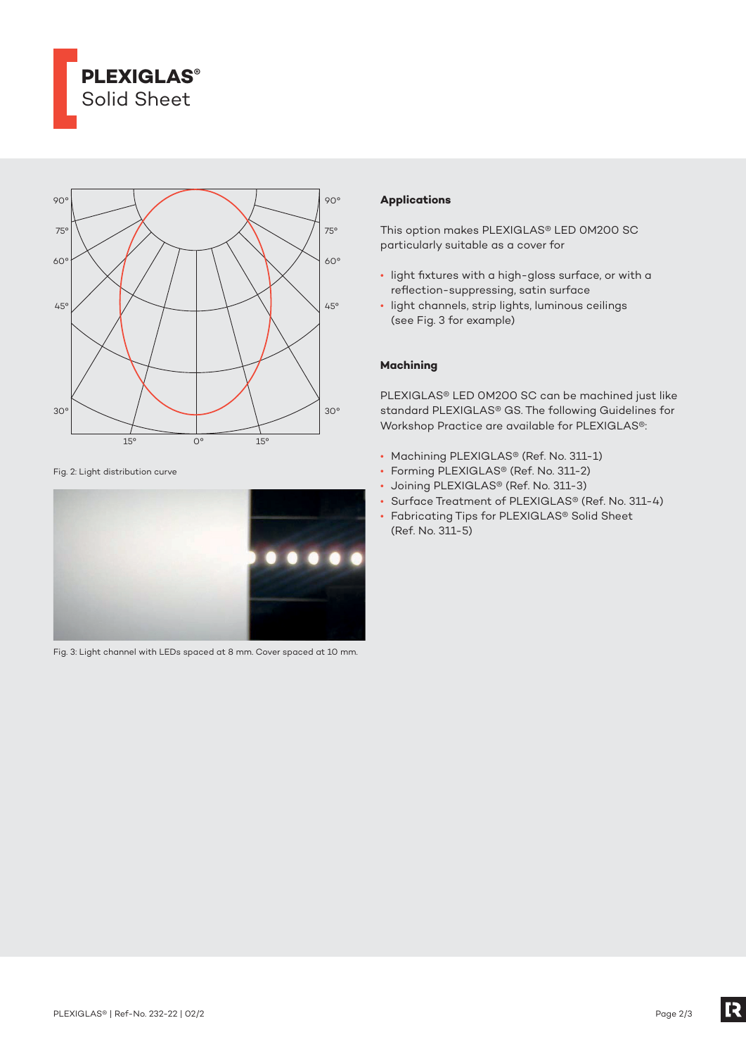Fig. 2: Light distribution curve

Fig. 3: Light channel with LEDs spaced at 8 mm. Cover spaced at 10 mm.

**Applications**

This option makes PLEXIGLAS® LED 0M200 SC particularly suitable as a cover for

- light fixtures with a high-gloss surface, or with a reflection-suppressing, satin surface
- light channels, strip lights, luminous ceilings (see Fig. 3 for example)

**Machining**

PLEXIGLAS® LED 0M200 SC can be machined just like standard PLEXIGLAS® GS. The following Guidelines for Workshop Practice are available for PLEXIGLAS®:

- Machining PLEXIGLAS® (Ref. No. 311-1)
- Forming PLEXIGLAS® (Ref. No. 311-2)
- Joining PLEXIGLAS® (Ref. No. 311-3)
- Surface Treatment of PLEXIGLAS® (Ref. No. 311-4)
- Fabricating Tips for PLEXIGLAS® Solid Sheet (Ref. No. 311-5)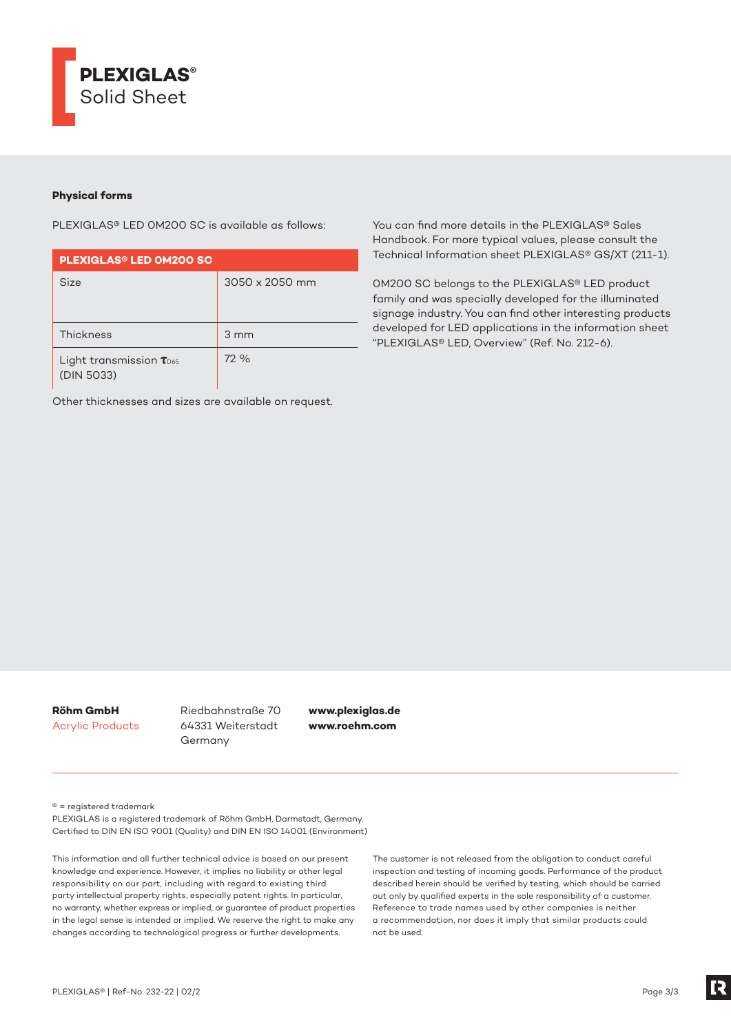PLEXIGLAS®
Solid Sheet

**Physical forms**

PLEXIGLAS® LED 0M200 SC is available as follows:

| PLEXIGLAS® LED 0M200 SC | |
|---|---|
| Size | 3050 x 2050 mm |
| Thickness | 3 mm |
| Light transmission $\tau_{D65}$ (DIN 5033) | 72 % |

Other thicknesses and sizes are available on request.

You can find more details in the PLEXIGLAS® Sales Handbook. For more typical values, please consult the Technical Information sheet PLEXIGLAS® GS/XT (211-1).

0M200 SC belongs to the PLEXIGLAS® LED product family and was specially developed for the illuminated signage industry. You can find other interesting products developed for LED applications in the information sheet "PLEXIGLAS® LED, Overview" (Ref. No. 212-6).

**Röhm GmbH**
Acrylic Products

Riedbahnstraße 70
64331 Weiterstadt
Germany

**www.plexiglas.de**
**www.roehm.com**

® = registered trademark
PLEXIGLAS is a registered trademark of Röhm GmbH, Darmstadt, Germany.
Certified to DIN EN ISO 9001 (Quality) and DIN EN ISO 14001 (Environment)

This information and all further technical advice is based on our present knowledge and experience. However, it implies no liability or other legal responsibility on our part, including with regard to existing third party intellectual property rights, especially patent rights. In particular, no warranty, whether express or implied, or guarantee of product properties in the legal sense is intended or implied. We reserve the right to make any changes according to technological progress or further developments.

The customer is not released from the obligation to conduct careful inspection and testing of incoming goods. Performance of the product described herein should be verified by testing, which should be carried out only by qualified experts in the sole responsibility of a customer. Reference to trade names used by other companies is neither a recommendation, nor does it imply that similar products could not be used.

PLEXIGLAS® | Ref-No. 232-22 | 02/2